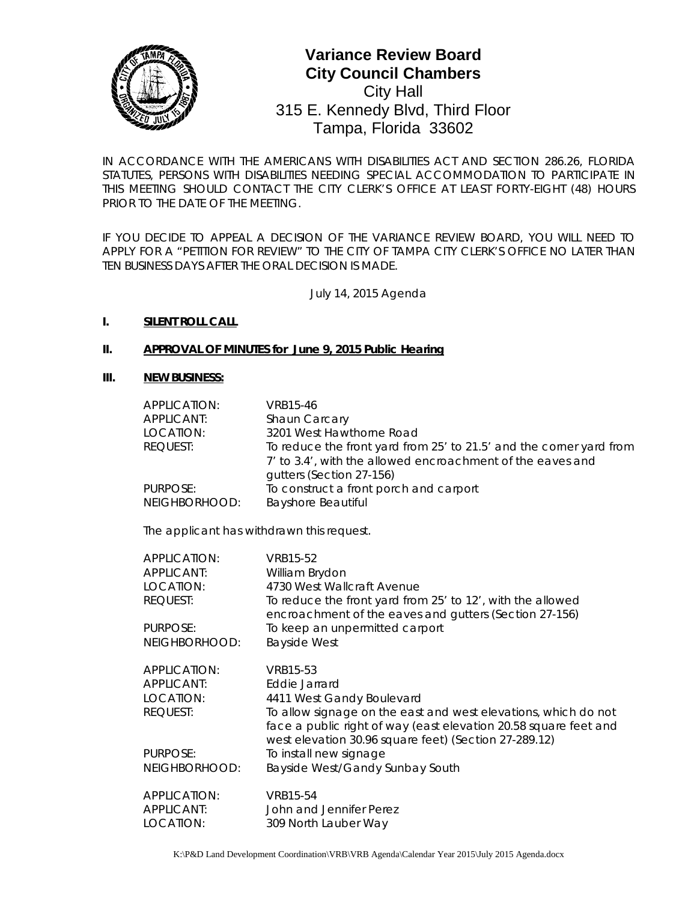# Variance Review Board
## City Council Chambers
City Hall
315 E. Kennedy Blvd, Third Floor
Tampa, Florida 33602

IN ACCORDANCE WITH THE AMERICANS WITH DISABILITIES ACT AND SECTION 286.26, FLORIDA STATUTES, PERSONS WITH DISABILITIES NEEDING SPECIAL ACCOMMODATION TO PARTICIPATE IN THIS MEETING SHOULD CONTACT THE CITY CLERK'S OFFICE AT LEAST FORTY-EIGHT (48) HOURS PRIOR TO THE DATE OF THE MEETING.

IF YOU DECIDE TO APPEAL A DECISION OF THE VARIANCE REVIEW BOARD, YOU WILL NEED TO APPLY FOR A "PETITION FOR REVIEW" TO THE CITY OF TAMPA CITY CLERK'S OFFICE NO LATER THAN TEN BUSINESS DAYS AFTER THE ORAL DECISION IS MADE.

July 14, 2015 Agenda

**I. SILENT ROLL CALL**

**II. APPROVAL OF MINUTES for June 9, 2015 Public Hearing**

**III. NEW BUSINESS:**

APPLICATION: VRB15-46
APPLICANT: Shaun Carcary
LOCATION: 3201 West Hawthorne Road
REQUEST: To reduce the front yard from 25' to 21.5' and the corner yard from 7' to 3.4', with the allowed encroachment of the eaves and gutters (Section 27-156)
PURPOSE: To construct a front porch and carport
NEIGHBORHOOD: Bayshore Beautiful

The applicant has withdrawn this request.

APPLICATION: VRB15-52
APPLICANT: William Brydon
LOCATION: 4730 West Wallcraft Avenue
REQUEST: To reduce the front yard from 25' to 12', with the allowed encroachment of the eaves and gutters (Section 27-156)
PURPOSE: To keep an unpermitted carport
NEIGHBORHOOD: Bayside West

APPLICATION: VRB15-53
APPLICANT: Eddie Jarrard
LOCATION: 4411 West Gandy Boulevard
REQUEST: To allow signage on the east and west elevations, which do not face a public right of way (east elevation 20.58 square feet and west elevation 30.96 square feet) (Section 27-289.12)
PURPOSE: To install new signage
NEIGHBORHOOD: Bayside West/Gandy Sunbay South

APPLICATION: VRB15-54
APPLICANT: John and Jennifer Perez
LOCATION: 309 North Lauber Way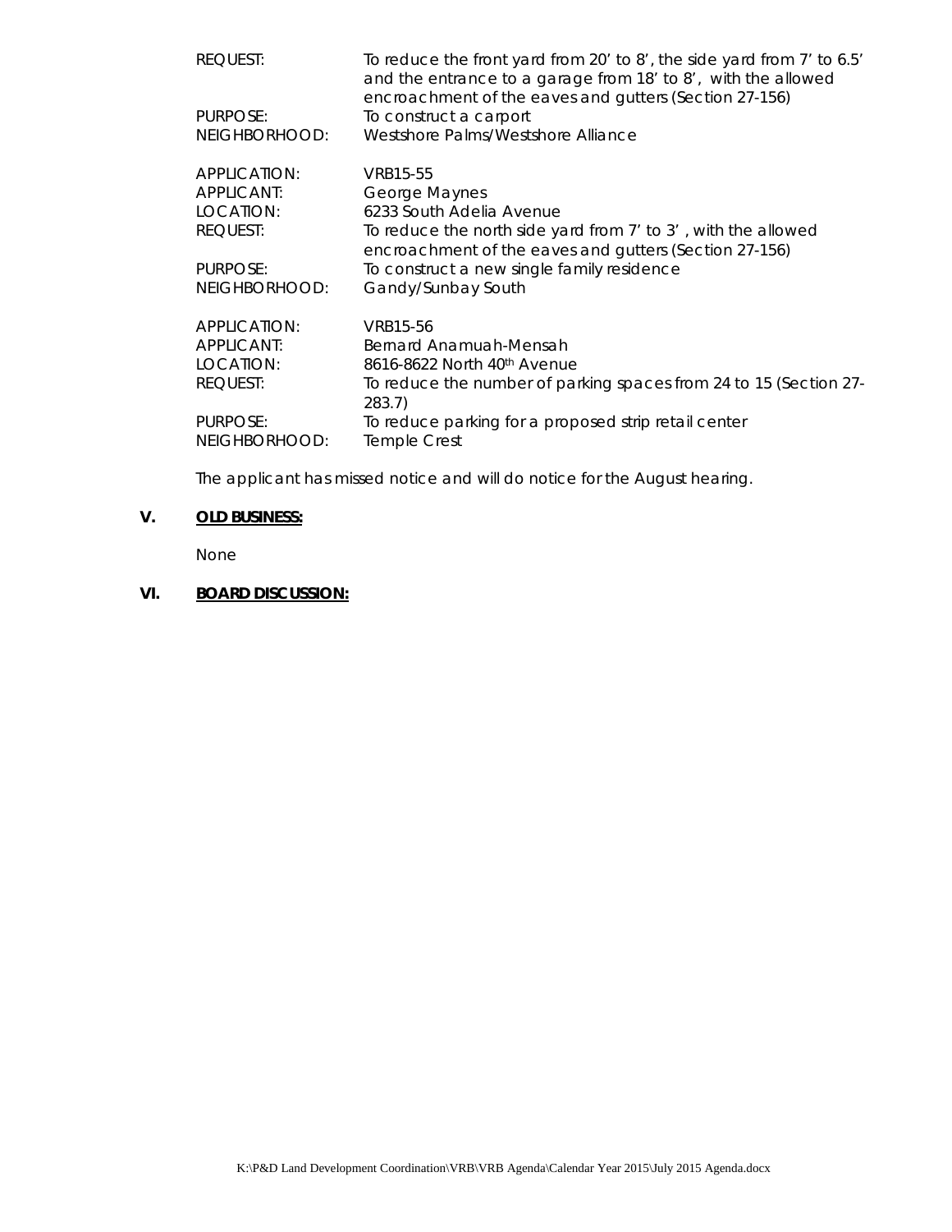| | |
|---|---|
| REQUEST: | To reduce the front yard from 20’ to 8’, the side yard from 7’ to 6.5’ and the entrance to a garage from 18’ to 8’, with the allowed encroachment of the eaves and gutters (Section 27-156) |
| PURPOSE: | To construct a carport |
| NEIGHBORHOOD: | Westshore Palms/Westshore Alliance |

| | |
|---|---|
| APPLICATION: | VRB15-55 |
| APPLICANT: | George Maynes |
| LOCATION: | 6233 South Adelia Avenue |
| REQUEST: | To reduce the north side yard from 7’ to 3’ , with the allowed encroachment of the eaves and gutters (Section 27-156) |
| PURPOSE: | To construct a new single family residence |
| NEIGHBORHOOD: | Gandy/Sunbay South |

| | |
|---|---|
| APPLICATION: | VRB15-56 |
| APPLICANT: | Bernard Anamuah-Mensah |
| LOCATION: | 8616-8622 North 40th Avenue |
| REQUEST: | To reduce the number of parking spaces from 24 to 15 (Section 27-283.7) |
| PURPOSE: | To reduce parking for a proposed strip retail center |
| NEIGHBORHOOD: | Temple Crest |

*The applicant has missed notice and will do notice for the August hearing.*

## V. OLD BUSINESS:

None

## VI. BOARD DISCUSSION:

K:\P&D Land Development Coordination\VRB\VRB Agenda\Calendar Year 2015\July 2015 Agenda.docx